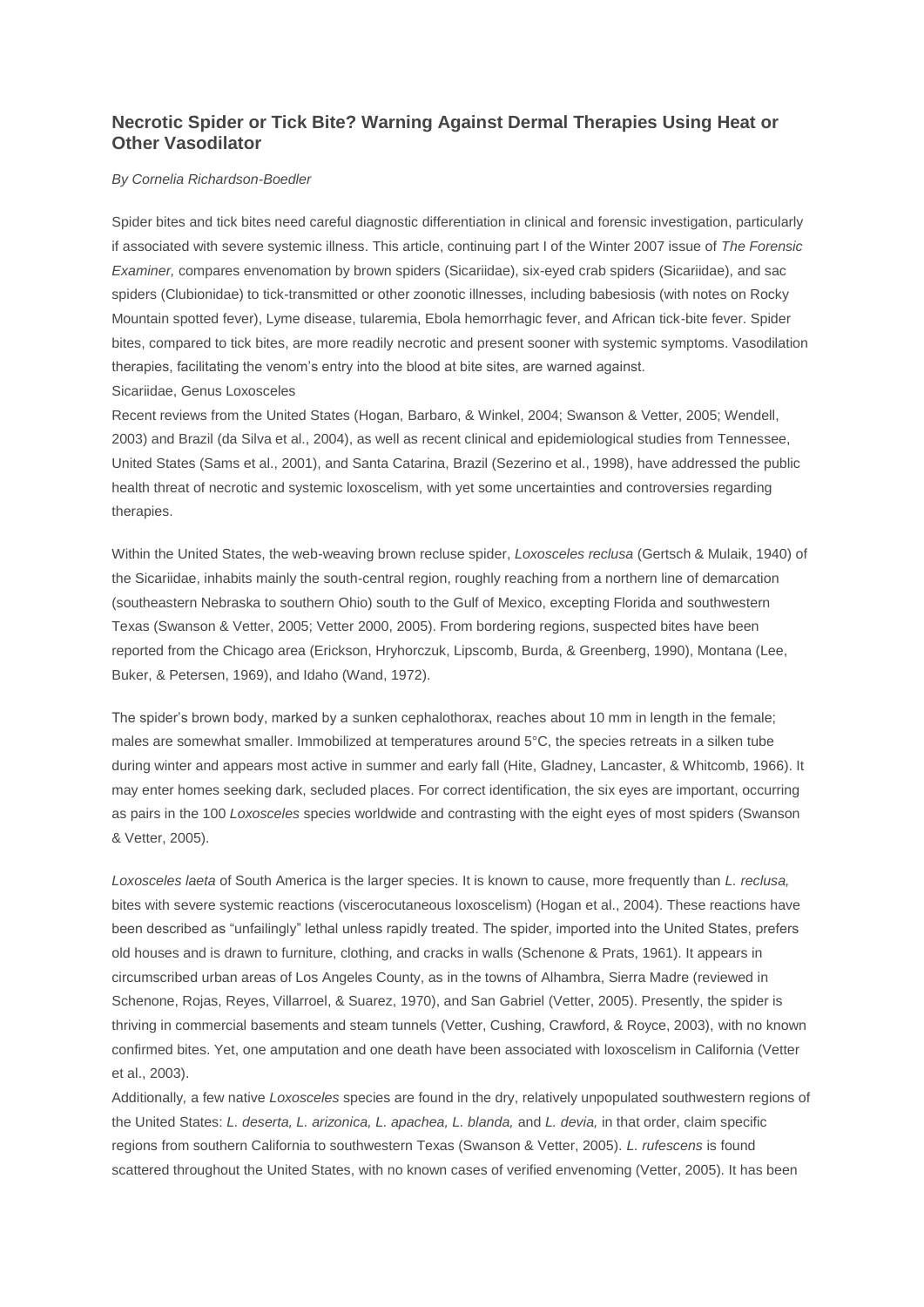## Necrotic Spider or Tick Bite? Warning Against Dermal Therapies Using Heat or Other Vasodilator

*By Cornelia Richardson-Boedler*

Spider bites and tick bites need careful diagnostic differentiation in clinical and forensic investigation, particularly if associated with severe systemic illness. This article, continuing part I of the Winter 2007 issue of *The Forensic Examiner,* compares envenomation by brown spiders (Sicariidae), six-eyed crab spiders (Sicariidae), and sac spiders (Clubionidae) to tick-transmitted or other zoonotic illnesses, including babesiosis (with notes on Rocky Mountain spotted fever), Lyme disease, tularemia, Ebola hemorrhagic fever, and African tick-bite fever. Spider bites, compared to tick bites, are more readily necrotic and present sooner with systemic symptoms. Vasodilation therapies, facilitating the venom's entry into the blood at bite sites, are warned against.

### Sicariidae, Genus Loxosceles

Recent reviews from the United States (Hogan, Barbaro, & Winkel, 2004; Swanson & Vetter, 2005; Wendell, 2003) and Brazil (da Silva et al., 2004), as well as recent clinical and epidemiological studies from Tennessee, United States (Sams et al., 2001), and Santa Catarina, Brazil (Sezerino et al., 1998), have addressed the public health threat of necrotic and systemic loxoscelism, with yet some uncertainties and controversies regarding therapies.

Within the United States, the web-weaving brown recluse spider, *Loxosceles reclusa* (Gertsch & Mulaik, 1940) of the Sicariidae, inhabits mainly the south-central region, roughly reaching from a northern line of demarcation (southeastern Nebraska to southern Ohio) south to the Gulf of Mexico, excepting Florida and southwestern Texas (Swanson & Vetter, 2005; Vetter 2000, 2005). From bordering regions, suspected bites have been reported from the Chicago area (Erickson, Hryhorczuk, Lipscomb, Burda, & Greenberg, 1990), Montana (Lee, Buker, & Petersen, 1969), and Idaho (Wand, 1972).

The spider's brown body, marked by a sunken cephalothorax, reaches about 10 mm in length in the female; males are somewhat smaller. Immobilized at temperatures around 5°C, the species retreats in a silken tube during winter and appears most active in summer and early fall (Hite, Gladney, Lancaster, & Whitcomb, 1966). It may enter homes seeking dark, secluded places. For correct identification, the six eyes are important, occurring as pairs in the 100 *Loxosceles* species worldwide and contrasting with the eight eyes of most spiders (Swanson & Vetter, 2005).

*Loxosceles laeta* of South America is the larger species. It is known to cause, more frequently than *L. reclusa,* bites with severe systemic reactions (viscerocutaneous loxoscelism) (Hogan et al., 2004). These reactions have been described as "unfailingly" lethal unless rapidly treated. The spider, imported into the United States, prefers old houses and is drawn to furniture, clothing, and cracks in walls (Schenone & Prats, 1961). It appears in circumscribed urban areas of Los Angeles County, as in the towns of Alhambra, Sierra Madre (reviewed in Schenone, Rojas, Reyes, Villarroel, & Suarez, 1970), and San Gabriel (Vetter, 2005). Presently, the spider is thriving in commercial basements and steam tunnels (Vetter, Cushing, Crawford, & Royce, 2003), with no known confirmed bites. Yet, one amputation and one death have been associated with loxoscelism in California (Vetter et al., 2003).

Additionally, a few native *Loxosceles* species are found in the dry, relatively unpopulated southwestern regions of the United States: *L. deserta, L. arizonica, L. apachea, L. blanda,* and *L. devia,* in that order, claim specific regions from southern California to southwestern Texas (Swanson & Vetter, 2005). *L. rufescens* is found scattered throughout the United States, with no known cases of verified envenoming (Vetter, 2005). It has been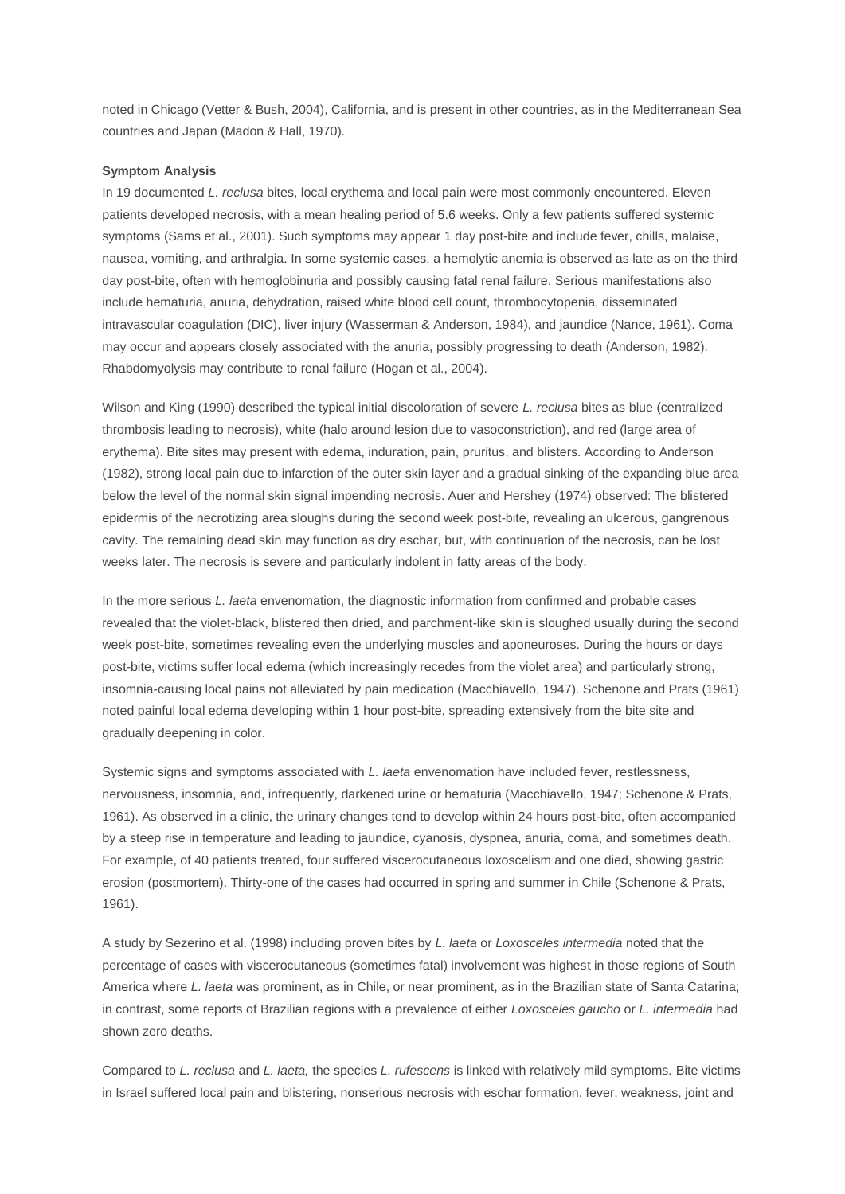noted in Chicago (Vetter & Bush, 2004), California, and is present in other countries, as in the Mediterranean Sea countries and Japan (Madon & Hall, 1970).

**Symptom Analysis**

In 19 documented *L. reclusa* bites, local erythema and local pain were most commonly encountered. Eleven patients developed necrosis, with a mean healing period of 5.6 weeks. Only a few patients suffered systemic symptoms (Sams et al., 2001). Such symptoms may appear 1 day post-bite and include fever, chills, malaise, nausea, vomiting, and arthralgia. In some systemic cases, a hemolytic anemia is observed as late as on the third day post-bite, often with hemoglobinuria and possibly causing fatal renal failure. Serious manifestations also include hematuria, anuria, dehydration, raised white blood cell count, thrombocytopenia, disseminated intravascular coagulation (DIC), liver injury (Wasserman & Anderson, 1984), and jaundice (Nance, 1961). Coma may occur and appears closely associated with the anuria, possibly progressing to death (Anderson, 1982). Rhabdomyolysis may contribute to renal failure (Hogan et al., 2004).

Wilson and King (1990) described the typical initial discoloration of severe *L. reclusa* bites as blue (centralized thrombosis leading to necrosis), white (halo around lesion due to vasoconstriction), and red (large area of erythema). Bite sites may present with edema, induration, pain, pruritus, and blisters. According to Anderson (1982), strong local pain due to infarction of the outer skin layer and a gradual sinking of the expanding blue area below the level of the normal skin signal impending necrosis. Auer and Hershey (1974) observed: The blistered epidermis of the necrotizing area sloughs during the second week post-bite, revealing an ulcerous, gangrenous cavity. The remaining dead skin may function as dry eschar, but, with continuation of the necrosis, can be lost weeks later. The necrosis is severe and particularly indolent in fatty areas of the body.

In the more serious *L. laeta* envenomation, the diagnostic information from confirmed and probable cases revealed that the violet-black, blistered then dried, and parchment-like skin is sloughed usually during the second week post-bite, sometimes revealing even the underlying muscles and aponeuroses. During the hours or days post-bite, victims suffer local edema (which increasingly recedes from the violet area) and particularly strong, insomnia-causing local pains not alleviated by pain medication (Macchiavello, 1947). Schenone and Prats (1961) noted painful local edema developing within 1 hour post-bite, spreading extensively from the bite site and gradually deepening in color.

Systemic signs and symptoms associated with *L. laeta* envenomation have included fever, restlessness, nervousness, insomnia, and, infrequently, darkened urine or hematuria (Macchiavello, 1947; Schenone & Prats, 1961). As observed in a clinic, the urinary changes tend to develop within 24 hours post-bite, often accompanied by a steep rise in temperature and leading to jaundice, cyanosis, dyspnea, anuria, coma, and sometimes death. For example, of 40 patients treated, four suffered viscerocutaneous loxoscelism and one died, showing gastric erosion (postmortem). Thirty-one of the cases had occurred in spring and summer in Chile (Schenone & Prats, 1961).

A study by Sezerino et al. (1998) including proven bites by *L. laeta* or *Loxosceles intermedia* noted that the percentage of cases with viscerocutaneous (sometimes fatal) involvement was highest in those regions of South America where *L. laeta* was prominent, as in Chile, or near prominent, as in the Brazilian state of Santa Catarina; in contrast, some reports of Brazilian regions with a prevalence of either *Loxosceles gaucho* or *L. intermedia* had shown zero deaths.

Compared to *L. reclusa* and *L. laeta,* the species *L. rufescens* is linked with relatively mild symptoms. Bite victims in Israel suffered local pain and blistering, nonserious necrosis with eschar formation, fever, weakness, joint and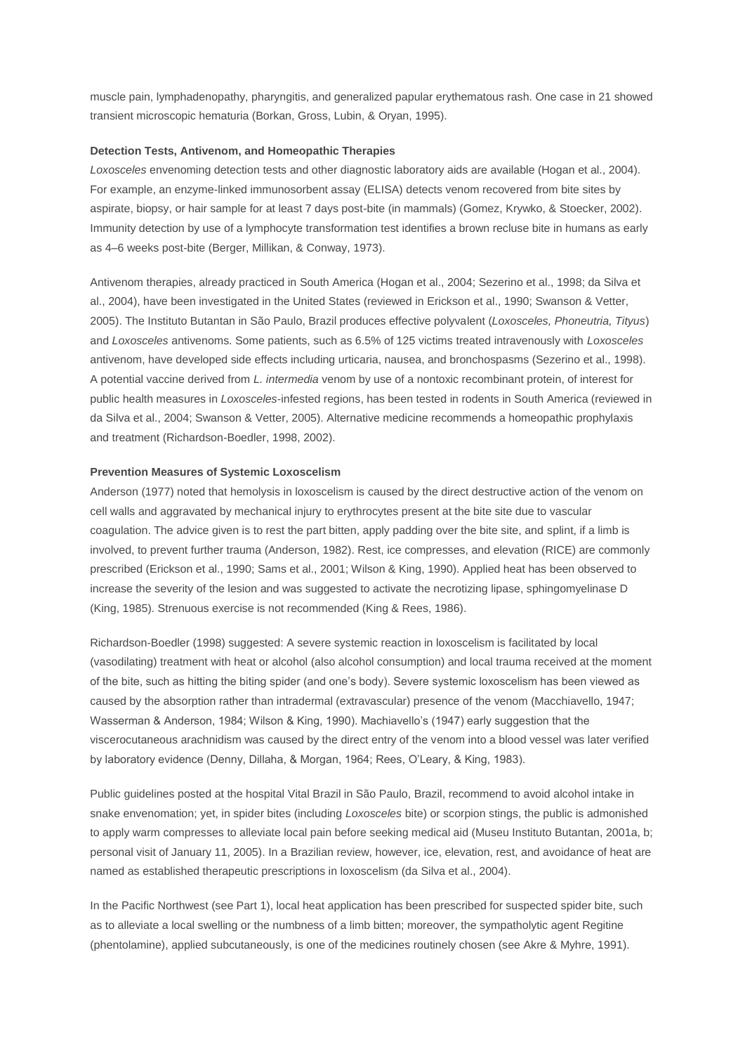muscle pain, lymphadenopathy, pharyngitis, and generalized papular erythematous rash. One case in 21 showed transient microscopic hematuria (Borkan, Gross, Lubin, & Oryan, 1995).

**Detection Tests, Antivenom, and Homeopathic Therapies**

*Loxosceles* envenoming detection tests and other diagnostic laboratory aids are available (Hogan et al., 2004). For example, an enzyme-linked immunosorbent assay (ELISA) detects venom recovered from bite sites by aspirate, biopsy, or hair sample for at least 7 days post-bite (in mammals) (Gomez, Krywko, & Stoecker, 2002). Immunity detection by use of a lymphocyte transformation test identifies a brown recluse bite in humans as early as 4–6 weeks post-bite (Berger, Millikan, & Conway, 1973).

Antivenom therapies, already practiced in South America (Hogan et al., 2004; Sezerino et al., 1998; da Silva et al., 2004), have been investigated in the United States (reviewed in Erickson et al., 1990; Swanson & Vetter, 2005). The Instituto Butantan in São Paulo, Brazil produces effective polyvalent (*Loxosceles, Phoneutria, Tityus*) and *Loxosceles* antivenoms. Some patients, such as 6.5% of 125 victims treated intravenously with *Loxosceles* antivenom, have developed side effects including urticaria, nausea, and bronchospasms (Sezerino et al., 1998). A potential vaccine derived from *L. intermedia* venom by use of a nontoxic recombinant protein, of interest for public health measures in *Loxosceles*-infested regions, has been tested in rodents in South America (reviewed in da Silva et al., 2004; Swanson & Vetter, 2005). Alternative medicine recommends a homeopathic prophylaxis and treatment (Richardson-Boedler, 1998, 2002).

**Prevention Measures of Systemic Loxoscelism**

Anderson (1977) noted that hemolysis in loxoscelism is caused by the direct destructive action of the venom on cell walls and aggravated by mechanical injury to erythrocytes present at the bite site due to vascular coagulation. The advice given is to rest the part bitten, apply padding over the bite site, and splint, if a limb is involved, to prevent further trauma (Anderson, 1982). Rest, ice compresses, and elevation (RICE) are commonly prescribed (Erickson et al., 1990; Sams et al., 2001; Wilson & King, 1990). Applied heat has been observed to increase the severity of the lesion and was suggested to activate the necrotizing lipase, sphingomyelinase D (King, 1985). Strenuous exercise is not recommended (King & Rees, 1986).

Richardson-Boedler (1998) suggested: A severe systemic reaction in loxoscelism is facilitated by local (vasodilating) treatment with heat or alcohol (also alcohol consumption) and local trauma received at the moment of the bite, such as hitting the biting spider (and one's body). Severe systemic loxoscelism has been viewed as caused by the absorption rather than intradermal (extravascular) presence of the venom (Macchiavello, 1947; Wasserman & Anderson, 1984; Wilson & King, 1990). Machiavello's (1947) early suggestion that the viscerocutaneous arachnidism was caused by the direct entry of the venom into a blood vessel was later verified by laboratory evidence (Denny, Dillaha, & Morgan, 1964; Rees, O'Leary, & King, 1983).

Public guidelines posted at the hospital Vital Brazil in São Paulo, Brazil, recommend to avoid alcohol intake in snake envenomation; yet, in spider bites (including *Loxosceles* bite) or scorpion stings, the public is admonished to apply warm compresses to alleviate local pain before seeking medical aid (Museu Instituto Butantan, 2001a, b; personal visit of January 11, 2005). In a Brazilian review, however, ice, elevation, rest, and avoidance of heat are named as established therapeutic prescriptions in loxoscelism (da Silva et al., 2004).

In the Pacific Northwest (see Part 1), local heat application has been prescribed for suspected spider bite, such as to alleviate a local swelling or the numbness of a limb bitten; moreover, the sympatholytic agent Regitine (phentolamine), applied subcutaneously, is one of the medicines routinely chosen (see Akre & Myhre, 1991).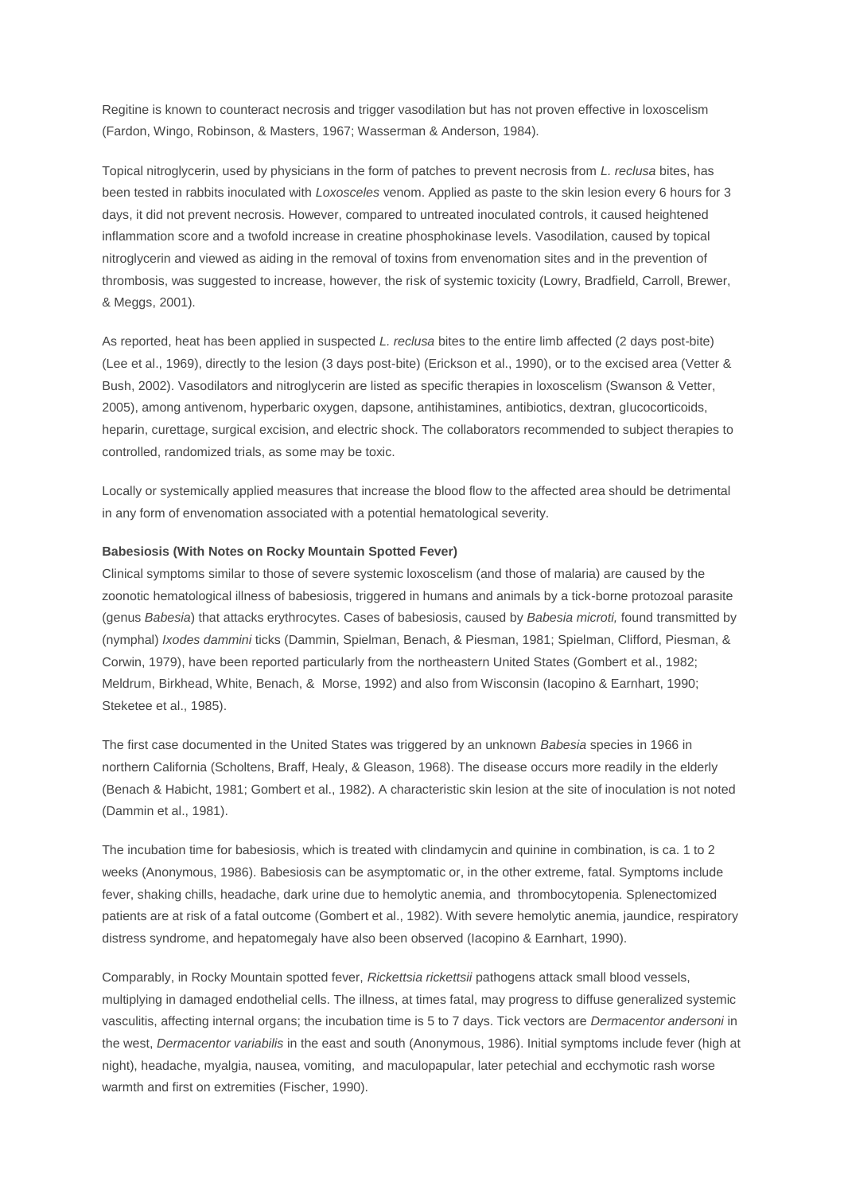Regitine is known to counteract necrosis and trigger vasodilation but has not proven effective in loxoscelism (Fardon, Wingo, Robinson, & Masters, 1967; Wasserman & Anderson, 1984).

Topical nitroglycerin, used by physicians in the form of patches to prevent necrosis from *L. reclusa* bites, has been tested in rabbits inoculated with *Loxosceles* venom. Applied as paste to the skin lesion every 6 hours for 3 days, it did not prevent necrosis. However, compared to untreated inoculated controls, it caused heightened inflammation score and a twofold increase in creatine phosphokinase levels. Vasodilation, caused by topical nitroglycerin and viewed as aiding in the removal of toxins from envenomation sites and in the prevention of thrombosis, was suggested to increase, however, the risk of systemic toxicity (Lowry, Bradfield, Carroll, Brewer, & Meggs, 2001).

As reported, heat has been applied in suspected *L. reclusa* bites to the entire limb affected (2 days post-bite) (Lee et al., 1969), directly to the lesion (3 days post-bite) (Erickson et al., 1990), or to the excised area (Vetter & Bush, 2002). Vasodilators and nitroglycerin are listed as specific therapies in loxoscelism (Swanson & Vetter, 2005), among antivenom, hyperbaric oxygen, dapsone, antihistamines, antibiotics, dextran, glucocorticoids, heparin, curettage, surgical excision, and electric shock. The collaborators recommended to subject therapies to controlled, randomized trials, as some may be toxic.

Locally or systemically applied measures that increase the blood flow to the affected area should be detrimental in any form of envenomation associated with a potential hematological severity.

**Babesiosis (With Notes on Rocky Mountain Spotted Fever)**

Clinical symptoms similar to those of severe systemic loxoscelism (and those of malaria) are caused by the zoonotic hematological illness of babesiosis, triggered in humans and animals by a tick-borne protozoal parasite (genus *Babesia*) that attacks erythrocytes. Cases of babesiosis, caused by *Babesia microti,* found transmitted by (nymphal) *Ixodes dammini* ticks (Dammin, Spielman, Benach, & Piesman, 1981; Spielman, Clifford, Piesman, & Corwin, 1979), have been reported particularly from the northeastern United States (Gombert et al., 1982; Meldrum, Birkhead, White, Benach, & Morse, 1992) and also from Wisconsin (Iacopino & Earnhart, 1990; Steketee et al., 1985).

The first case documented in the United States was triggered by an unknown *Babesia* species in 1966 in northern California (Scholtens, Braff, Healy, & Gleason, 1968). The disease occurs more readily in the elderly (Benach & Habicht, 1981; Gombert et al., 1982). A characteristic skin lesion at the site of inoculation is not noted (Dammin et al., 1981).

The incubation time for babesiosis, which is treated with clindamycin and quinine in combination, is ca. 1 to 2 weeks (Anonymous, 1986). Babesiosis can be asymptomatic or, in the other extreme, fatal. Symptoms include fever, shaking chills, headache, dark urine due to hemolytic anemia, and thrombocytopenia. Splenectomized patients are at risk of a fatal outcome (Gombert et al., 1982). With severe hemolytic anemia, jaundice, respiratory distress syndrome, and hepatomegaly have also been observed (Iacopino & Earnhart, 1990).

Comparably, in Rocky Mountain spotted fever, *Rickettsia rickettsii* pathogens attack small blood vessels, multiplying in damaged endothelial cells. The illness, at times fatal, may progress to diffuse generalized systemic vasculitis, affecting internal organs; the incubation time is 5 to 7 days. Tick vectors are *Dermacentor andersoni* in the west, *Dermacentor variabilis* in the east and south (Anonymous, 1986). Initial symptoms include fever (high at night), headache, myalgia, nausea, vomiting, and maculopapular, later petechial and ecchymotic rash worse warmth and first on extremities (Fischer, 1990).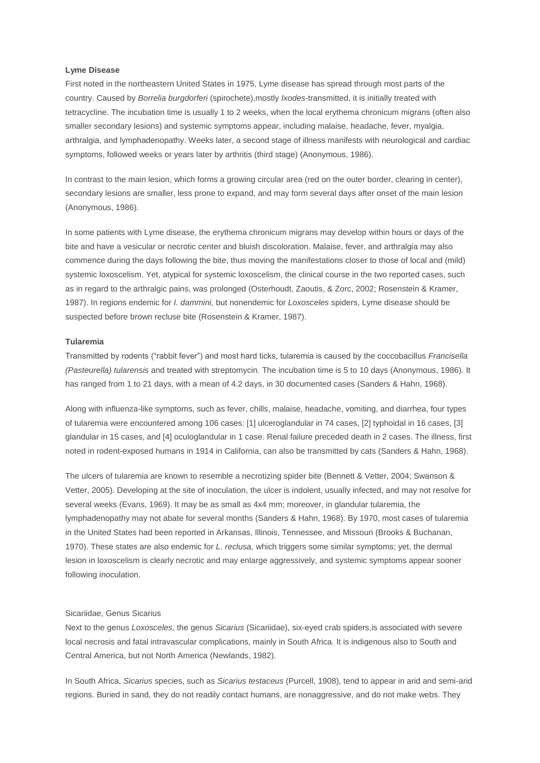**Lyme Disease**

First noted in the northeastern United States in 1975, Lyme disease has spread through most parts of the country. Caused by *Borrelia burgdorferi* (spirochete),mostly *Ixodes*-transmitted, it is initially treated with tetracycline. The incubation time is usually 1 to 2 weeks, when the local erythema chronicum migrans (often also smaller secondary lesions) and systemic symptoms appear, including malaise, headache, fever, myalgia, arthralgia, and lymphadenopathy. Weeks later, a second stage of illness manifests with neurological and cardiac symptoms, followed weeks or years later by arthritis (third stage) (Anonymous, 1986).

In contrast to the main lesion, which forms a growing circular area (red on the outer border, clearing in center), secondary lesions are smaller, less prone to expand, and may form several days after onset of the main lesion (Anonymous, 1986).

In some patients with Lyme disease, the erythema chronicum migrans may develop within hours or days of the bite and have a vesicular or necrotic center and bluish discoloration. Malaise, fever, and arthralgia may also commence during the days following the bite, thus moving the manifestations closer to those of local and (mild) systemic loxoscelism. Yet, atypical for systemic loxoscelism, the clinical course in the two reported cases, such as in regard to the arthralgic pains, was prolonged (Osterhoudt, Zaoutis, & Zorc, 2002; Rosenstein & Kramer, 1987). In regions endemic for *I. dammini,* but nonendemic for *Loxosceles* spiders, Lyme disease should be suspected before brown recluse bite (Rosenstein & Kramer, 1987).

**Tularemia**

Transmitted by rodents ("rabbit fever") and most hard ticks, tularemia is caused by the coccobacillus *Francisella (Pasteurella) tularensis* and treated with streptomycin. The incubation time is 5 to 10 days (Anonymous, 1986). It has ranged from 1 to 21 days, with a mean of 4.2 days, in 30 documented cases (Sanders & Hahn, 1968).

Along with influenza-like symptoms, such as fever, chills, malaise, headache, vomiting, and diarrhea, four types of tularemia were encountered among 106 cases: [1] ulceroglandular in 74 cases, [2] typhoidal in 16 cases, [3] glandular in 15 cases, and [4] oculoglandular in 1 case. Renal failure preceded death in 2 cases. The illness, first noted in rodent-exposed humans in 1914 in California, can also be transmitted by cats (Sanders & Hahn, 1968).

The ulcers of tularemia are known to resemble a necrotizing spider bite (Bennett & Vetter, 2004; Swanson & Vetter, 2005). Developing at the site of inoculation, the ulcer is indolent, usually infected, and may not resolve for several weeks (Evans, 1969). It may be as small as 4x4 mm; moreover, in glandular tularemia, the lymphadenopathy may not abate for several months (Sanders & Hahn, 1968). By 1970, most cases of tularemia in the United States had been reported in Arkansas, Illinois, Tennessee, and Missouri (Brooks & Buchanan, 1970). These states are also endemic for *L. reclusa,* which triggers some similar symptoms; yet, the dermal lesion in loxoscelism is clearly necrotic and may enlarge aggressively, and systemic symptoms appear sooner following inoculation.

Sicariidae, Genus Sicarius

Next to the genus *Loxosceles,* the genus *Sicarius* (Sicariidae), six-eyed crab spiders,is associated with severe local necrosis and fatal intravascular complications, mainly in South Africa. It is indigenous also to South and Central America, but not North America (Newlands, 1982).

In South Africa, *Sicarius* species, such as *Sicarius testaceus* (Purcell, 1908), tend to appear in arid and semi-arid regions. Buried in sand, they do not readily contact humans, are nonaggressive, and do not make webs. They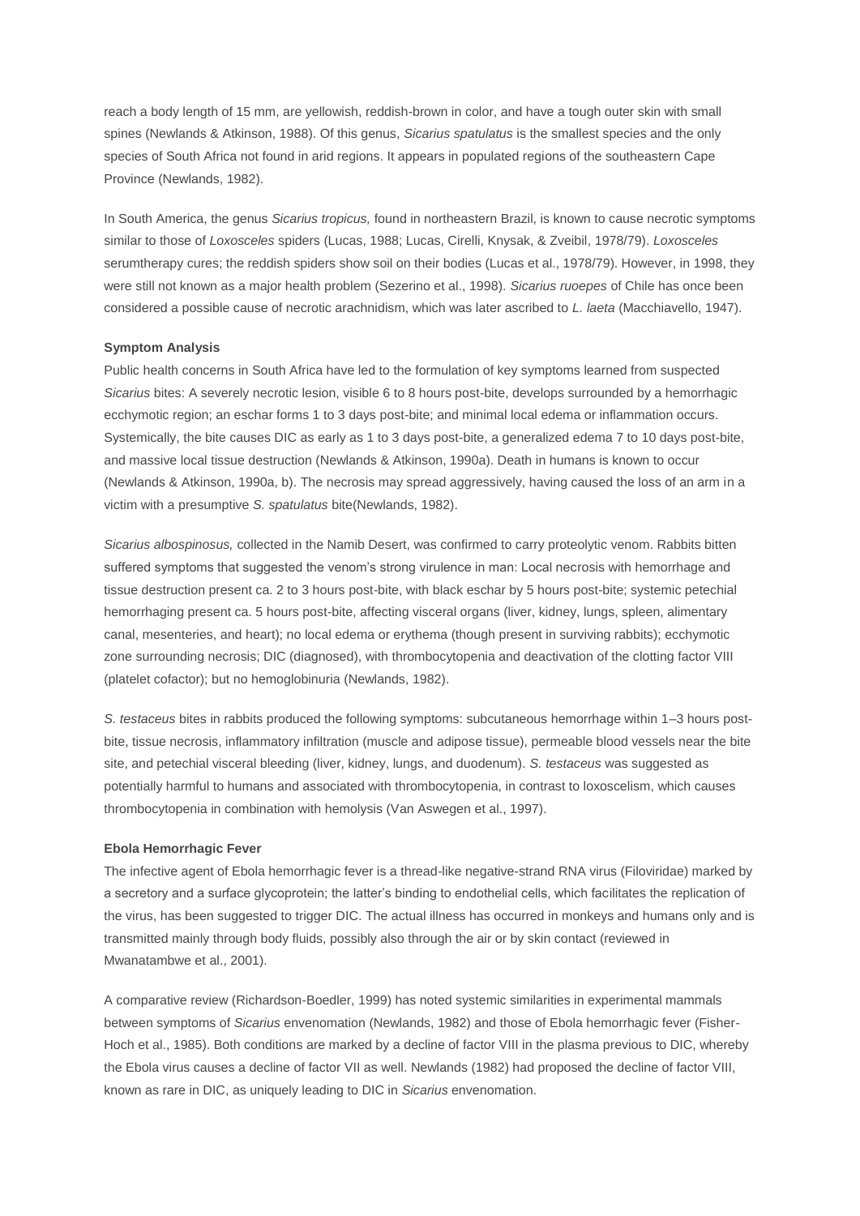reach a body length of 15 mm, are yellowish, reddish-brown in color, and have a tough outer skin with small spines (Newlands & Atkinson, 1988). Of this genus, *Sicarius spatulatus* is the smallest species and the only species of South Africa not found in arid regions. It appears in populated regions of the southeastern Cape Province (Newlands, 1982).

In South America, the genus *Sicarius tropicus,* found in northeastern Brazil, is known to cause necrotic symptoms similar to those of *Loxosceles* spiders (Lucas, 1988; Lucas, Cirelli, Knysak, & Zveibil, 1978/79). *Loxosceles* serumtherapy cures; the reddish spiders show soil on their bodies (Lucas et al., 1978/79). However, in 1998, they were still not known as a major health problem (Sezerino et al., 1998). *Sicarius ruoepes* of Chile has once been considered a possible cause of necrotic arachnidism, which was later ascribed to *L. laeta* (Macchiavello, 1947).

**Symptom Analysis**

Public health concerns in South Africa have led to the formulation of key symptoms learned from suspected *Sicarius* bites: A severely necrotic lesion, visible 6 to 8 hours post-bite, develops surrounded by a hemorrhagic ecchymotic region; an eschar forms 1 to 3 days post-bite; and minimal local edema or inflammation occurs. Systemically, the bite causes DIC as early as 1 to 3 days post-bite, a generalized edema 7 to 10 days post-bite, and massive local tissue destruction (Newlands & Atkinson, 1990a). Death in humans is known to occur (Newlands & Atkinson, 1990a, b). The necrosis may spread aggressively, having caused the loss of an arm in a victim with a presumptive *S. spatulatus* bite(Newlands, 1982).

*Sicarius albospinosus,* collected in the Namib Desert, was confirmed to carry proteolytic venom. Rabbits bitten suffered symptoms that suggested the venom's strong virulence in man: Local necrosis with hemorrhage and tissue destruction present ca. 2 to 3 hours post-bite, with black eschar by 5 hours post-bite; systemic petechial hemorrhaging present ca. 5 hours post-bite, affecting visceral organs (liver, kidney, lungs, spleen, alimentary canal, mesenteries, and heart); no local edema or erythema (though present in surviving rabbits); ecchymotic zone surrounding necrosis; DIC (diagnosed), with thrombocytopenia and deactivation of the clotting factor VIII (platelet cofactor); but no hemoglobinuria (Newlands, 1982).

*S. testaceus* bites in rabbits produced the following symptoms: subcutaneous hemorrhage within 1–3 hours post-bite, tissue necrosis, inflammatory infiltration (muscle and adipose tissue), permeable blood vessels near the bite site, and petechial visceral bleeding (liver, kidney, lungs, and duodenum). *S. testaceus* was suggested as potentially harmful to humans and associated with thrombocytopenia, in contrast to loxoscelism, which causes thrombocytopenia in combination with hemolysis (Van Aswegen et al., 1997).

**Ebola Hemorrhagic Fever**

The infective agent of Ebola hemorrhagic fever is a thread-like negative-strand RNA virus (Filoviridae) marked by a secretory and a surface glycoprotein; the latter's binding to endothelial cells, which facilitates the replication of the virus, has been suggested to trigger DIC. The actual illness has occurred in monkeys and humans only and is transmitted mainly through body fluids, possibly also through the air or by skin contact (reviewed in Mwanatambwe et al., 2001).

A comparative review (Richardson-Boedler, 1999) has noted systemic similarities in experimental mammals between symptoms of *Sicarius* envenomation (Newlands, 1982) and those of Ebola hemorrhagic fever (Fisher-Hoch et al., 1985). Both conditions are marked by a decline of factor VIII in the plasma previous to DIC, whereby the Ebola virus causes a decline of factor VII as well. Newlands (1982) had proposed the decline of factor VIII, known as rare in DIC, as uniquely leading to DIC in *Sicarius* envenomation.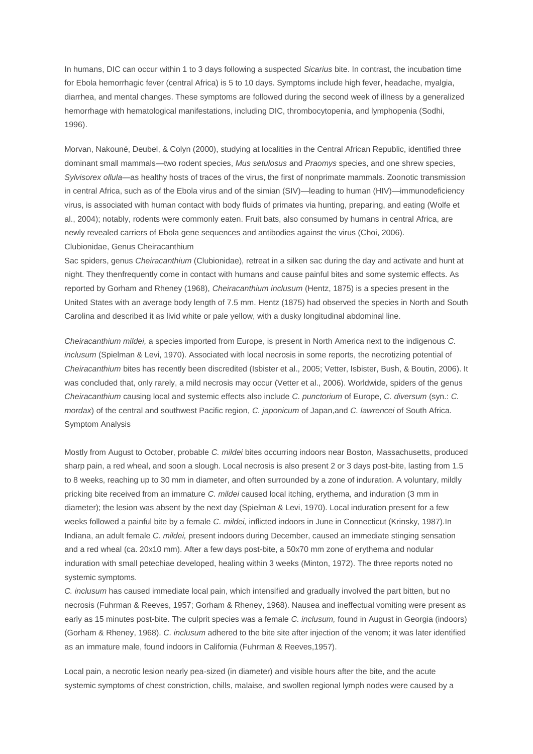In humans, DIC can occur within 1 to 3 days following a suspected *Sicarius* bite. In contrast, the incubation time for Ebola hemorrhagic fever (central Africa) is 5 to 10 days. Symptoms include high fever, headache, myalgia, diarrhea, and mental changes. These symptoms are followed during the second week of illness by a generalized hemorrhage with hematological manifestations, including DIC, thrombocytopenia, and lymphopenia (Sodhi, 1996).

Morvan, Nakouné, Deubel, & Colyn (2000), studying at localities in the Central African Republic, identified three dominant small mammals—two rodent species, *Mus setulosus* and *Praomys* species, and one shrew species, *Sylvisorex ollula*—as healthy hosts of traces of the virus, the first of nonprimate mammals. Zoonotic transmission in central Africa, such as of the Ebola virus and of the simian (SIV)—leading to human (HIV)—immunodeficiency virus, is associated with human contact with body fluids of primates via hunting, preparing, and eating (Wolfe et al., 2004); notably, rodents were commonly eaten. Fruit bats, also consumed by humans in central Africa, are newly revealed carriers of Ebola gene sequences and antibodies against the virus (Choi, 2006).

## Clubionidae, Genus Cheiracanthium

Sac spiders, genus *Cheiracanthium* (Clubionidae), retreat in a silken sac during the day and activate and hunt at night. They thenfrequently come in contact with humans and cause painful bites and some systemic effects. As reported by Gorham and Rheney (1968), *Cheiracanthium inclusum* (Hentz, 1875) is a species present in the United States with an average body length of 7.5 mm. Hentz (1875) had observed the species in North and South Carolina and described it as livid white or pale yellow, with a dusky longitudinal abdominal line.

*Cheiracanthium mildei*, a species imported from Europe, is present in North America next to the indigenous *C. inclusum* (Spielman & Levi, 1970). Associated with local necrosis in some reports, the necrotizing potential of *Cheiracanthium* bites has recently been discredited (Isbister et al., 2005; Vetter, Isbister, Bush, & Boutin, 2006). It was concluded that, only rarely, a mild necrosis may occur (Vetter et al., 2006). Worldwide, spiders of the genus *Cheiracanthium* causing local and systemic effects also include *C. punctorium* of Europe, *C. diversum* (syn.: *C. mordax*) of the central and southwest Pacific region, *C. japonicum* of Japan,and *C. lawrencei* of South Africa.

### Symptom Analysis

Mostly from August to October, probable *C. mildei* bites occurring indoors near Boston, Massachusetts, produced sharp pain, a red wheal, and soon a slough. Local necrosis is also present 2 or 3 days post-bite, lasting from 1.5 to 8 weeks, reaching up to 30 mm in diameter, and often surrounded by a zone of induration. A voluntary, mildly pricking bite received from an immature *C. mildei* caused local itching, erythema, and induration (3 mm in diameter); the lesion was absent by the next day (Spielman & Levi, 1970). Local induration present for a few weeks followed a painful bite by a female *C. mildei,* inflicted indoors in June in Connecticut (Krinsky, 1987).In Indiana, an adult female *C. mildei,* present indoors during December, caused an immediate stinging sensation and a red wheal (ca. 20x10 mm). After a few days post-bite, a 50x70 mm zone of erythema and nodular induration with small petechiae developed, healing within 3 weeks (Minton, 1972). The three reports noted no systemic symptoms.

*C. inclusum* has caused immediate local pain, which intensified and gradually involved the part bitten, but no necrosis (Fuhrman & Reeves, 1957; Gorham & Rheney, 1968). Nausea and ineffectual vomiting were present as early as 15 minutes post-bite. The culprit species was a female *C. inclusum,* found in August in Georgia (indoors) (Gorham & Rheney, 1968). *C. inclusum* adhered to the bite site after injection of the venom; it was later identified as an immature male, found indoors in California (Fuhrman & Reeves,1957).

Local pain, a necrotic lesion nearly pea-sized (in diameter) and visible hours after the bite, and the acute systemic symptoms of chest constriction, chills, malaise, and swollen regional lymph nodes were caused by a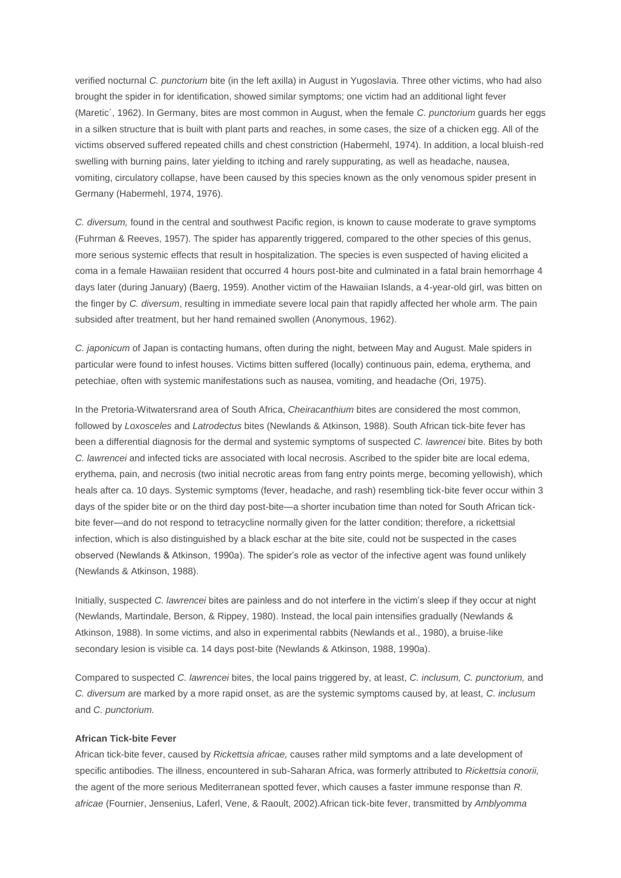verified nocturnal *C. punctorium* bite (in the left axilla) in August in Yugoslavia. Three other victims, who had also brought the spider in for identification, showed similar symptoms; one victim had an additional light fever (Maretic´, 1962). In Germany, bites are most common in August, when the female *C. punctorium* guards her eggs in a silken structure that is built with plant parts and reaches, in some cases, the size of a chicken egg. All of the victims observed suffered repeated chills and chest constriction (Habermehl, 1974). In addition, a local bluish-red swelling with burning pains, later yielding to itching and rarely suppurating, as well as headache, nausea, vomiting, circulatory collapse, have been caused by this species known as the only venomous spider present in Germany (Habermehl, 1974, 1976).

*C. diversum,* found in the central and southwest Pacific region, is known to cause moderate to grave symptoms (Fuhrman & Reeves, 1957). The spider has apparently triggered, compared to the other species of this genus, more serious systemic effects that result in hospitalization. The species is even suspected of having elicited a coma in a female Hawaiian resident that occurred 4 hours post-bite and culminated in a fatal brain hemorrhage 4 days later (during January) (Baerg, 1959). Another victim of the Hawaiian Islands, a 4-year-old girl, was bitten on the finger by *C. diversum*, resulting in immediate severe local pain that rapidly affected her whole arm. The pain subsided after treatment, but her hand remained swollen (Anonymous, 1962).

*C. japonicum* of Japan is contacting humans, often during the night, between May and August. Male spiders in particular were found to infest houses. Victims bitten suffered (locally) continuous pain, edema, erythema, and petechiae, often with systemic manifestations such as nausea, vomiting, and headache (Ori, 1975).

In the Pretoria-Witwatersrand area of South Africa, *Cheiracanthium* bites are considered the most common, followed by *Loxosceles* and *Latrodectus* bites (Newlands & Atkinson, 1988). South African tick-bite fever has been a differential diagnosis for the dermal and systemic symptoms of suspected *C. lawrencei* bite. Bites by both *C. lawrencei* and infected ticks are associated with local necrosis. Ascribed to the spider bite are local edema, erythema, pain, and necrosis (two initial necrotic areas from fang entry points merge, becoming yellowish), which heals after ca. 10 days. Systemic symptoms (fever, headache, and rash) resembling tick-bite fever occur within 3 days of the spider bite or on the third day post-bite—a shorter incubation time than noted for South African tick-bite fever—and do not respond to tetracycline normally given for the latter condition; therefore, a rickettsial infection, which is also distinguished by a black eschar at the bite site, could not be suspected in the cases observed (Newlands & Atkinson, 1990a). The spider's role as vector of the infective agent was found unlikely (Newlands & Atkinson, 1988).

Initially, suspected *C. lawrencei* bites are painless and do not interfere in the victim's sleep if they occur at night (Newlands, Martindale, Berson, & Rippey, 1980). Instead, the local pain intensifies gradually (Newlands & Atkinson, 1988). In some victims, and also in experimental rabbits (Newlands et al., 1980), a bruise-like secondary lesion is visible ca. 14 days post-bite (Newlands & Atkinson, 1988, 1990a).

Compared to suspected *C. lawrencei* bites, the local pains triggered by, at least, *C. inclusum, C. punctorium,* and *C. diversum* are marked by a more rapid onset, as are the systemic symptoms caused by, at least, *C. inclusum* and *C. punctorium.*

**African Tick-bite Fever**

African tick-bite fever, caused by *Rickettsia africae,* causes rather mild symptoms and a late development of specific antibodies. The illness, encountered in sub-Saharan Africa, was formerly attributed to *Rickettsia conorii,* the agent of the more serious Mediterranean spotted fever, which causes a faster immune response than *R. africae* (Fournier, Jensenius, Laferl, Vene, & Raoult, 2002).African tick-bite fever, transmitted by *Amblyomma*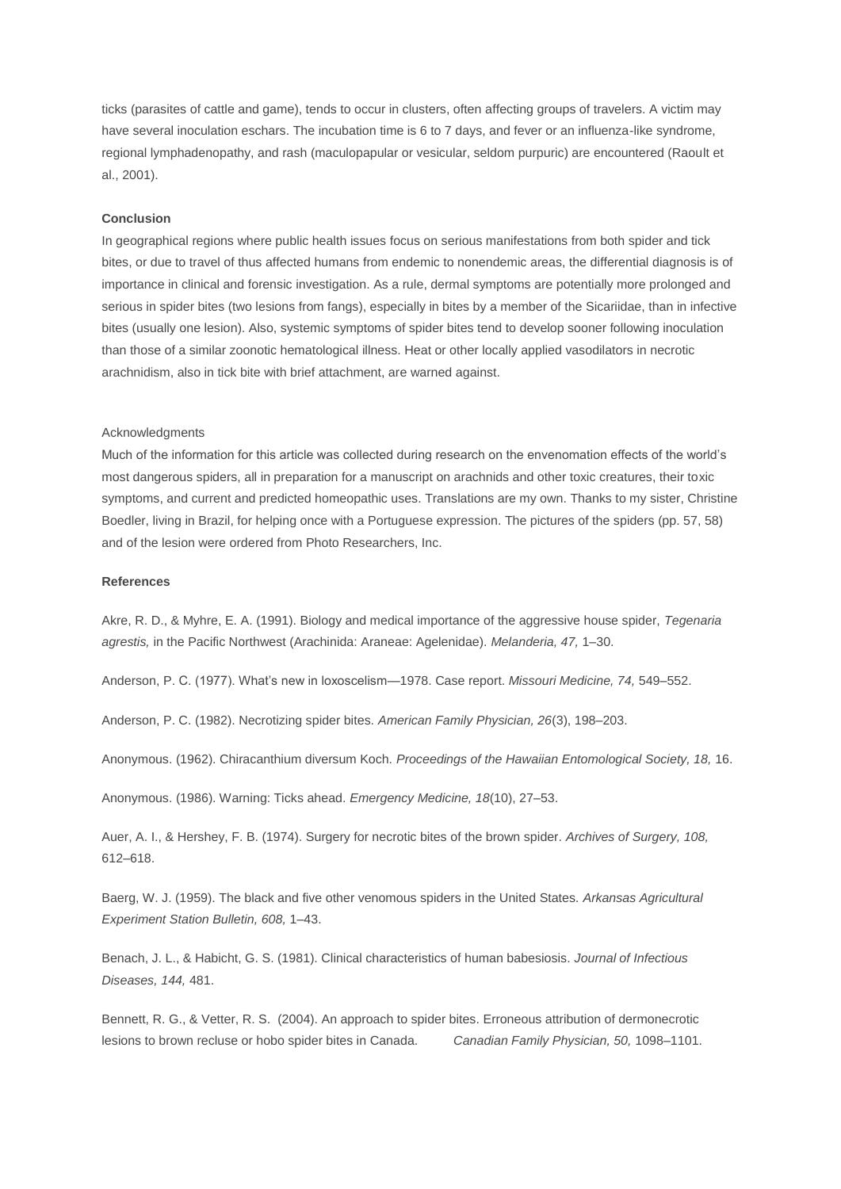ticks (parasites of cattle and game), tends to occur in clusters, often affecting groups of travelers. A victim may have several inoculation eschars. The incubation time is 6 to 7 days, and fever or an influenza-like syndrome, regional lymphadenopathy, and rash (maculopapular or vesicular, seldom purpuric) are encountered (Raoult et al., 2001).

**Conclusion**

In geographical regions where public health issues focus on serious manifestations from both spider and tick bites, or due to travel of thus affected humans from endemic to nonendemic areas, the differential diagnosis is of importance in clinical and forensic investigation. As a rule, dermal symptoms are potentially more prolonged and serious in spider bites (two lesions from fangs), especially in bites by a member of the Sicariidae, than in infective bites (usually one lesion). Also, systemic symptoms of spider bites tend to develop sooner following inoculation than those of a similar zoonotic hematological illness. Heat or other locally applied vasodilators in necrotic arachnidism, also in tick bite with brief attachment, are warned against.

Acknowledgments

Much of the information for this article was collected during research on the envenomation effects of the world's most dangerous spiders, all in preparation for a manuscript on arachnids and other toxic creatures, their toxic symptoms, and current and predicted homeopathic uses. Translations are my own. Thanks to my sister, Christine Boedler, living in Brazil, for helping once with a Portuguese expression. The pictures of the spiders (pp. 57, 58) and of the lesion were ordered from Photo Researchers, Inc.

**References**

Akre, R. D., & Myhre, E. A. (1991). Biology and medical importance of the aggressive house spider, *Tegenaria agrestis,* in the Pacific Northwest (Arachinida: Araneae: Agelenidae). *Melanderia, 47,* 1–30.

Anderson, P. C. (1977). What's new in loxoscelism—1978. Case report. *Missouri Medicine, 74,* 549–552.

Anderson, P. C. (1982). Necrotizing spider bites. *American Family Physician, 26*(3), 198–203.

Anonymous. (1962). Chiracanthium diversum Koch. *Proceedings of the Hawaiian Entomological Society, 18,* 16.

Anonymous. (1986). Warning: Ticks ahead. *Emergency Medicine, 18*(10), 27–53.

Auer, A. I., & Hershey, F. B. (1974). Surgery for necrotic bites of the brown spider. *Archives of Surgery, 108,* 612–618.

Baerg, W. J. (1959). The black and five other venomous spiders in the United States. *Arkansas Agricultural Experiment Station Bulletin, 608,* 1–43.

Benach, J. L., & Habicht, G. S. (1981). Clinical characteristics of human babesiosis. *Journal of Infectious Diseases, 144,* 481.

Bennett, R. G., & Vetter, R. S. (2004). An approach to spider bites. Erroneous attribution of dermonecrotic lesions to brown recluse or hobo spider bites in Canada. *Canadian Family Physician, 50,* 1098–1101.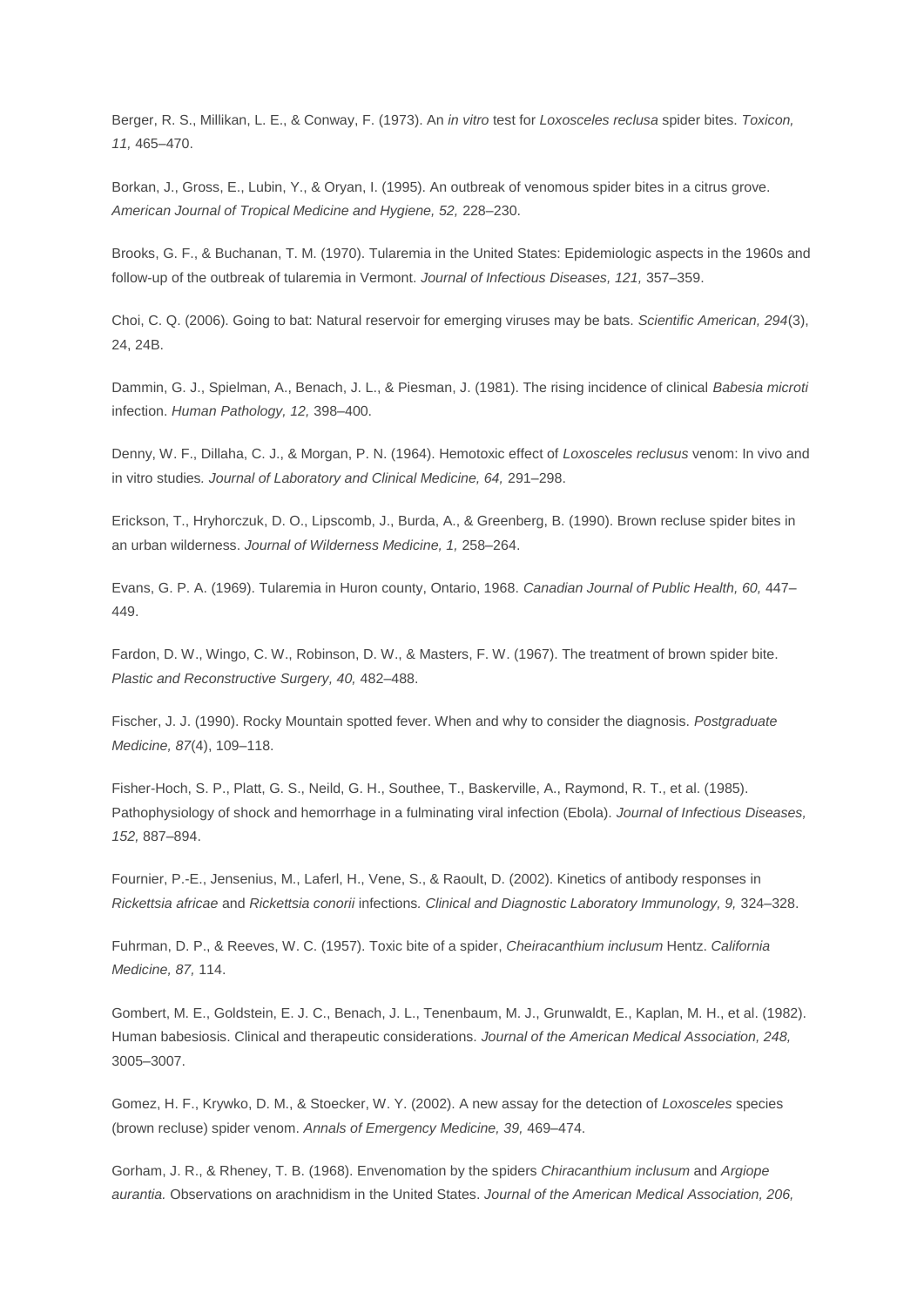Berger, R. S., Millikan, L. E., & Conway, F. (1973). An *in vitro* test for *Loxosceles reclusa* spider bites. *Toxicon, 11,* 465–470.

Borkan, J., Gross, E., Lubin, Y., & Oryan, I. (1995). An outbreak of venomous spider bites in a citrus grove. *American Journal of Tropical Medicine and Hygiene, 52,* 228–230.

Brooks, G. F., & Buchanan, T. M. (1970). Tularemia in the United States: Epidemiologic aspects in the 1960s and follow-up of the outbreak of tularemia in Vermont. *Journal of Infectious Diseases, 121,* 357–359.

Choi, C. Q. (2006). Going to bat: Natural reservoir for emerging viruses may be bats. *Scientific American, 294*(3), 24, 24B.

Dammin, G. J., Spielman, A., Benach, J. L., & Piesman, J. (1981). The rising incidence of clinical *Babesia microti* infection. *Human Pathology, 12,* 398–400.

Denny, W. F., Dillaha, C. J., & Morgan, P. N. (1964). Hemotoxic effect of *Loxosceles reclusus* venom: In vivo and in vitro studies. *Journal of Laboratory and Clinical Medicine, 64,* 291–298.

Erickson, T., Hryhorczuk, D. O., Lipscomb, J., Burda, A., & Greenberg, B. (1990). Brown recluse spider bites in an urban wilderness. *Journal of Wilderness Medicine, 1,* 258–264.

Evans, G. P. A. (1969). Tularemia in Huron county, Ontario, 1968. *Canadian Journal of Public Health, 60,* 447–449.

Fardon, D. W., Wingo, C. W., Robinson, D. W., & Masters, F. W. (1967). The treatment of brown spider bite. *Plastic and Reconstructive Surgery, 40,* 482–488.

Fischer, J. J. (1990). Rocky Mountain spotted fever. When and why to consider the diagnosis. *Postgraduate Medicine, 87*(4), 109–118.

Fisher-Hoch, S. P., Platt, G. S., Neild, G. H., Southee, T., Baskerville, A., Raymond, R. T., et al. (1985). Pathophysiology of shock and hemorrhage in a fulminating viral infection (Ebola). *Journal of Infectious Diseases, 152,* 887–894.

Fournier, P.-E., Jensenius, M., Laferl, H., Vene, S., & Raoult, D. (2002). Kinetics of antibody responses in *Rickettsia africae* and *Rickettsia conorii* infections*. Clinical and Diagnostic Laboratory Immunology, 9,* 324–328.

Fuhrman, D. P., & Reeves, W. C. (1957). Toxic bite of a spider, *Cheiracanthium inclusum* Hentz. *California Medicine, 87,* 114.

Gombert, M. E., Goldstein, E. J. C., Benach, J. L., Tenenbaum, M. J., Grunwaldt, E., Kaplan, M. H., et al. (1982). Human babesiosis. Clinical and therapeutic considerations. *Journal of the American Medical Association, 248,* 3005–3007.

Gomez, H. F., Krywko, D. M., & Stoecker, W. Y. (2002). A new assay for the detection of *Loxosceles* species (brown recluse) spider venom. *Annals of Emergency Medicine, 39,* 469–474.

Gorham, J. R., & Rheney, T. B. (1968). Envenomation by the spiders *Chiracanthium inclusum* and *Argiope aurantia.* Observations on arachnidism in the United States. *Journal of the American Medical Association, 206,*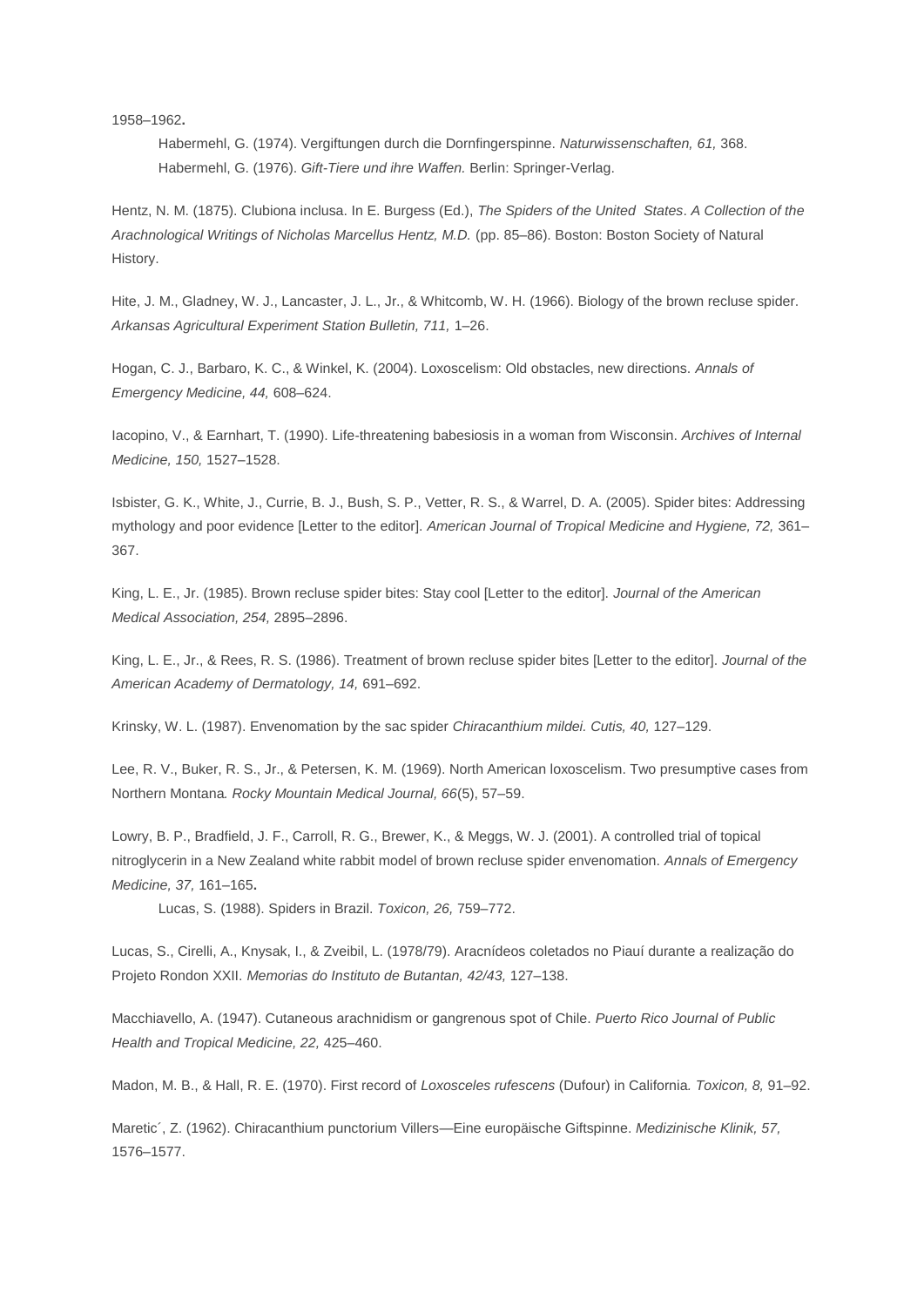1958–1962.

Habermehl, G. (1974). Vergiftungen durch die Dornfingerspinne. *Naturwissenschaften, 61,* 368.

Habermehl, G. (1976). *Gift-Tiere und ihre Waffen.* Berlin: Springer-Verlag.

Hentz, N. M. (1875). Clubiona inclusa. In E. Burgess (Ed.), *The Spiders of the United States*. *A Collection of the Arachnological Writings of Nicholas Marcellus Hentz, M.D.* (pp. 85–86). Boston: Boston Society of Natural History.

Hite, J. M., Gladney, W. J., Lancaster, J. L., Jr., & Whitcomb, W. H. (1966). Biology of the brown recluse spider. *Arkansas Agricultural Experiment Station Bulletin, 711,* 1–26.

Hogan, C. J., Barbaro, K. C., & Winkel, K. (2004). Loxoscelism: Old obstacles, new directions. *Annals of Emergency Medicine, 44,* 608–624.

Iacopino, V., & Earnhart, T. (1990). Life-threatening babesiosis in a woman from Wisconsin. *Archives of Internal Medicine, 150,* 1527–1528.

Isbister, G. K., White, J., Currie, B. J., Bush, S. P., Vetter, R. S., & Warrel, D. A. (2005). Spider bites: Addressing mythology and poor evidence [Letter to the editor]. *American Journal of Tropical Medicine and Hygiene, 72,* 361–367.

King, L. E., Jr. (1985). Brown recluse spider bites: Stay cool [Letter to the editor]. *Journal of the American Medical Association, 254,* 2895–2896.

King, L. E., Jr., & Rees, R. S. (1986). Treatment of brown recluse spider bites [Letter to the editor]. *Journal of the American Academy of Dermatology, 14,* 691–692.

Krinsky, W. L. (1987). Envenomation by the sac spider *Chiracanthium mildei. Cutis, 40,* 127–129.

Lee, R. V., Buker, R. S., Jr., & Petersen, K. M. (1969). North American loxoscelism. Two presumptive cases from Northern Montana*. Rocky Mountain Medical Journal, 66*(5), 57–59.

Lowry, B. P., Bradfield, J. F., Carroll, R. G., Brewer, K., & Meggs, W. J. (2001). A controlled trial of topical nitroglycerin in a New Zealand white rabbit model of brown recluse spider envenomation. *Annals of Emergency Medicine, 37,* 161–165.

Lucas, S. (1988). Spiders in Brazil. *Toxicon, 26,* 759–772.

Lucas, S., Cirelli, A., Knysak, I., & Zveibil, L. (1978/79). Aracnídeos coletados no Piauí durante a realização do Projeto Rondon XXII. *Memorias do Instituto de Butantan, 42/43,* 127–138.

Macchiavello, A. (1947). Cutaneous arachnidism or gangrenous spot of Chile. *Puerto Rico Journal of Public Health and Tropical Medicine, 22,* 425–460.

Madon, M. B., & Hall, R. E. (1970). First record of *Loxosceles rufescens* (Dufour) in California*. Toxicon, 8,* 91–92.

Maretic´, Z. (1962). Chiracanthium punctorium Villers—Eine europäische Giftspinne. *Medizinische Klinik, 57,* 1576–1577.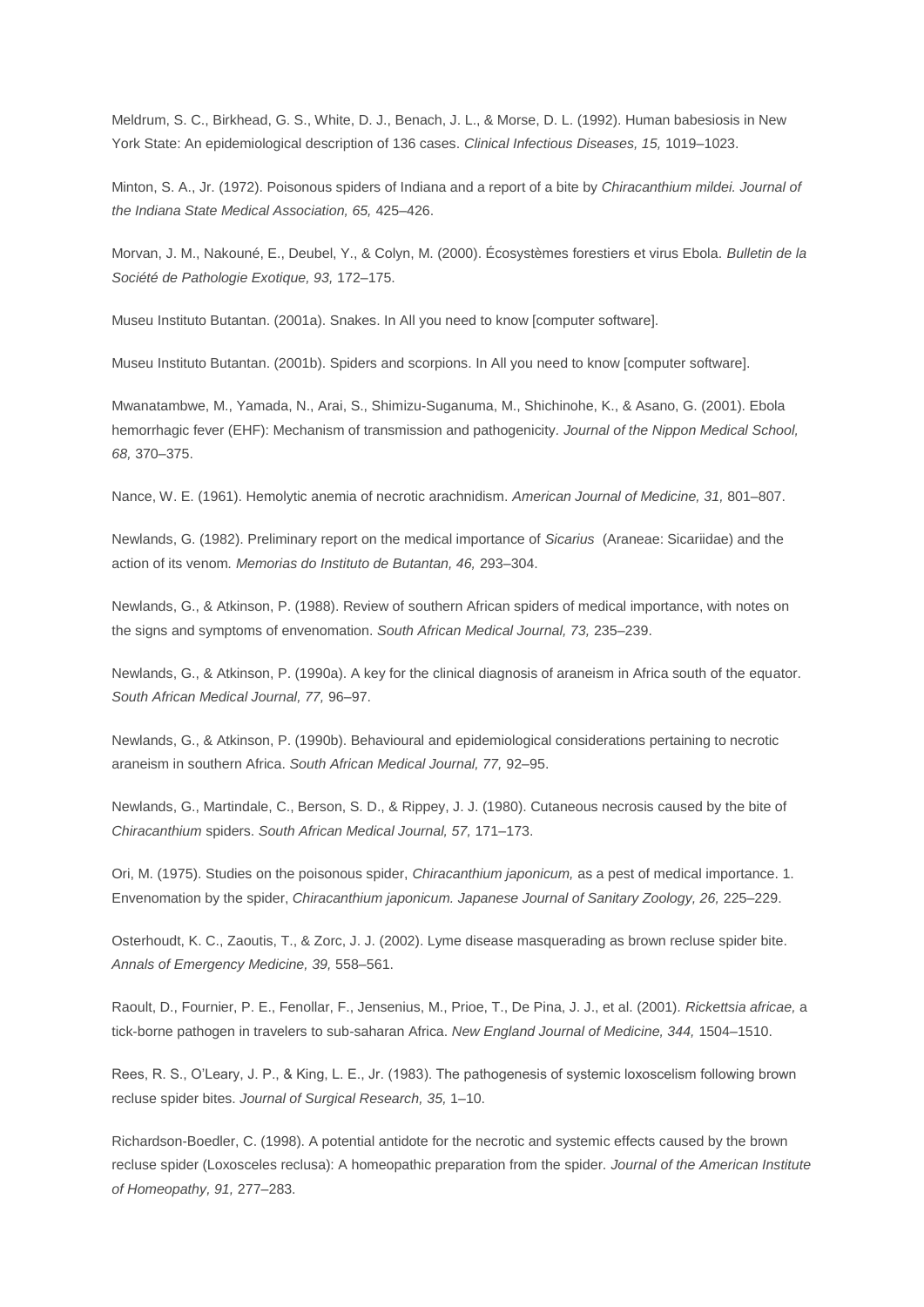Meldrum, S. C., Birkhead, G. S., White, D. J., Benach, J. L., & Morse, D. L. (1992). Human babesiosis in New York State: An epidemiological description of 136 cases. *Clinical Infectious Diseases, 15,* 1019–1023.

Minton, S. A., Jr. (1972). Poisonous spiders of Indiana and a report of a bite by *Chiracanthium mildei. Journal of the Indiana State Medical Association, 65,* 425–426.

Morvan, J. M., Nakouné, E., Deubel, Y., & Colyn, M. (2000). Écosystèmes forestiers et virus Ebola. *Bulletin de la Société de Pathologie Exotique, 93,* 172–175.

Museu Instituto Butantan. (2001a). Snakes. In All you need to know [computer software].

Museu Instituto Butantan. (2001b). Spiders and scorpions. In All you need to know [computer software].

Mwanatambwe, M., Yamada, N., Arai, S., Shimizu-Suganuma, M., Shichinohe, K., & Asano, G. (2001). Ebola hemorrhagic fever (EHF): Mechanism of transmission and pathogenicity. *Journal of the Nippon Medical School, 68,* 370–375.

Nance, W. E. (1961). Hemolytic anemia of necrotic arachnidism. *American Journal of Medicine, 31,* 801–807.

Newlands, G. (1982). Preliminary report on the medical importance of *Sicarius* (Araneae: Sicariidae) and the action of its venom. *Memorias do Instituto de Butantan, 46,* 293–304.

Newlands, G., & Atkinson, P. (1988). Review of southern African spiders of medical importance, with notes on the signs and symptoms of envenomation. *South African Medical Journal, 73,* 235–239.

Newlands, G., & Atkinson, P. (1990a). A key for the clinical diagnosis of araneism in Africa south of the equator. *South African Medical Journal, 77,* 96–97.

Newlands, G., & Atkinson, P. (1990b). Behavioural and epidemiological considerations pertaining to necrotic araneism in southern Africa. *South African Medical Journal, 77,* 92–95.

Newlands, G., Martindale, C., Berson, S. D., & Rippey, J. J. (1980). Cutaneous necrosis caused by the bite of *Chiracanthium* spiders. *South African Medical Journal, 57,* 171–173.

Ori, M. (1975). Studies on the poisonous spider, *Chiracanthium japonicum,* as a pest of medical importance. 1. Envenomation by the spider, *Chiracanthium japonicum. Japanese Journal of Sanitary Zoology, 26,* 225–229.

Osterhoudt, K. C., Zaoutis, T., & Zorc, J. J. (2002). Lyme disease masquerading as brown recluse spider bite. *Annals of Emergency Medicine, 39,* 558–561.

Raoult, D., Fournier, P. E., Fenollar, F., Jensenius, M., Prioe, T., De Pina, J. J., et al. (2001). *Rickettsia africae,* a tick-borne pathogen in travelers to sub-saharan Africa. *New England Journal of Medicine, 344,* 1504–1510.

Rees, R. S., O'Leary, J. P., & King, L. E., Jr. (1983). The pathogenesis of systemic loxoscelism following brown recluse spider bites. *Journal of Surgical Research, 35,* 1–10.

Richardson-Boedler, C. (1998). A potential antidote for the necrotic and systemic effects caused by the brown recluse spider (Loxosceles reclusa): A homeopathic preparation from the spider. *Journal of the American Institute of Homeopathy, 91,* 277–283.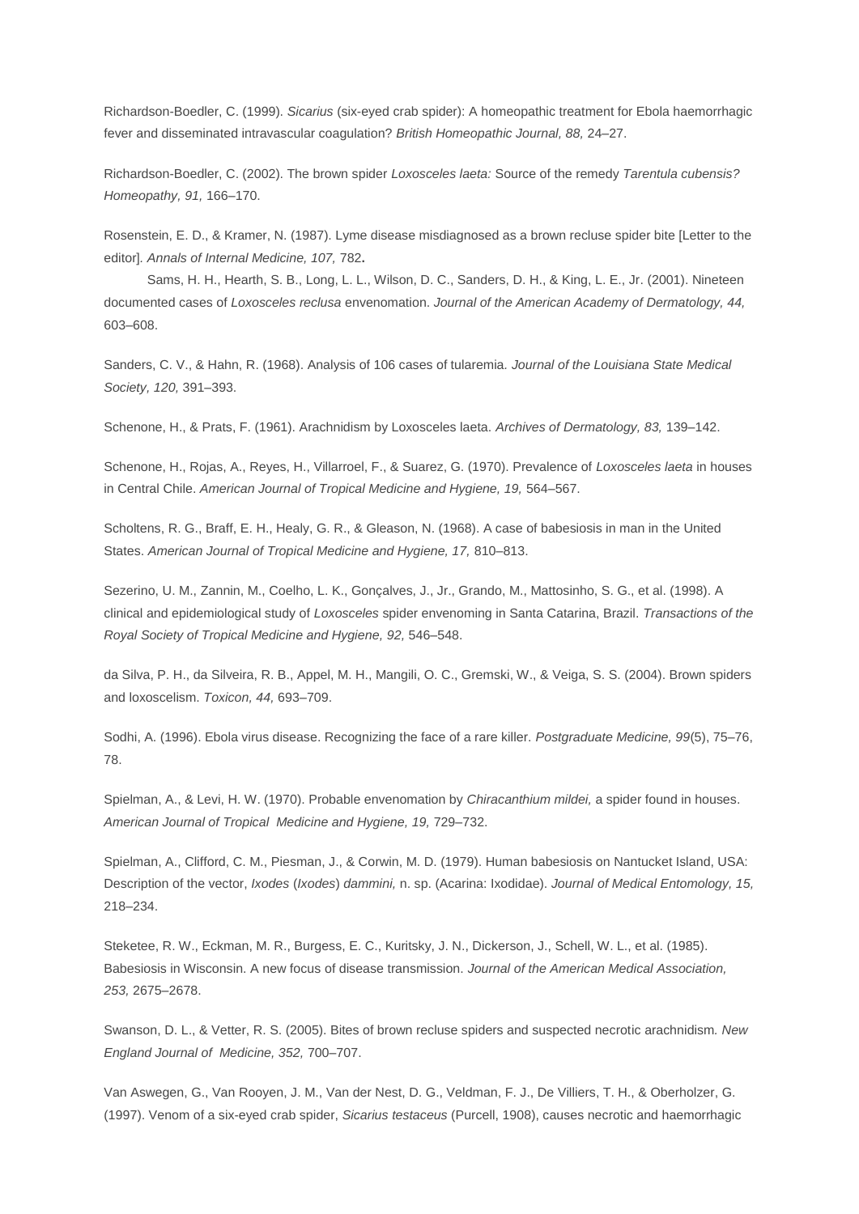Richardson-Boedler, C. (1999). *Sicarius* (six-eyed crab spider): A homeopathic treatment for Ebola haemorrhagic fever and disseminated intravascular coagulation? *British Homeopathic Journal, 88,* 24–27.

Richardson-Boedler, C. (2002). The brown spider *Loxosceles laeta:* Source of the remedy *Tarentula cubensis? Homeopathy, 91,* 166–170.

Rosenstein, E. D., & Kramer, N. (1987). Lyme disease misdiagnosed as a brown recluse spider bite [Letter to the editor]. *Annals of Internal Medicine, 107,* 782**.**

Sams, H. H., Hearth, S. B., Long, L. L., Wilson, D. C., Sanders, D. H., & King, L. E., Jr. (2001). Nineteen documented cases of *Loxosceles reclusa* envenomation. *Journal of the American Academy of Dermatology, 44,* 603–608.

Sanders, C. V., & Hahn, R. (1968). Analysis of 106 cases of tularemia. *Journal of the Louisiana State Medical Society, 120,* 391–393.

Schenone, H., & Prats, F. (1961). Arachnidism by Loxosceles laeta. *Archives of Dermatology, 83,* 139–142.

Schenone, H., Rojas, A., Reyes, H., Villarroel, F., & Suarez, G. (1970). Prevalence of *Loxosceles laeta* in houses in Central Chile. *American Journal of Tropical Medicine and Hygiene, 19,* 564–567.

Scholtens, R. G., Braff, E. H., Healy, G. R., & Gleason, N. (1968). A case of babesiosis in man in the United States. *American Journal of Tropical Medicine and Hygiene, 17,* 810–813.

Sezerino, U. M., Zannin, M., Coelho, L. K., Gonçalves, J., Jr., Grando, M., Mattosinho, S. G., et al. (1998). A clinical and epidemiological study of *Loxosceles* spider envenoming in Santa Catarina, Brazil. *Transactions of the Royal Society of Tropical Medicine and Hygiene, 92,* 546–548.

da Silva, P. H., da Silveira, R. B., Appel, M. H., Mangili, O. C., Gremski, W., & Veiga, S. S. (2004). Brown spiders and loxoscelism. *Toxicon, 44,* 693–709.

Sodhi, A. (1996). Ebola virus disease. Recognizing the face of a rare killer. *Postgraduate Medicine, 99*(5), 75–76, 78.

Spielman, A., & Levi, H. W. (1970). Probable envenomation by *Chiracanthium mildei,* a spider found in houses. *American Journal of Tropical Medicine and Hygiene, 19,* 729–732.

Spielman, A., Clifford, C. M., Piesman, J., & Corwin, M. D. (1979). Human babesiosis on Nantucket Island, USA: Description of the vector, *Ixodes* (*Ixodes*) *dammini,* n. sp. (Acarina: Ixodidae). *Journal of Medical Entomology, 15,* 218–234.

Steketee, R. W., Eckman, M. R., Burgess, E. C., Kuritsky, J. N., Dickerson, J., Schell, W. L., et al. (1985). Babesiosis in Wisconsin. A new focus of disease transmission. *Journal of the American Medical Association, 253,* 2675–2678.

Swanson, D. L., & Vetter, R. S. (2005). Bites of brown recluse spiders and suspected necrotic arachnidism*. New England Journal of Medicine, 352,* 700–707.

Van Aswegen, G., Van Rooyen, J. M., Van der Nest, D. G., Veldman, F. J., De Villiers, T. H., & Oberholzer, G. (1997). Venom of a six-eyed crab spider, *Sicarius testaceus* (Purcell, 1908), causes necrotic and haemorrhagic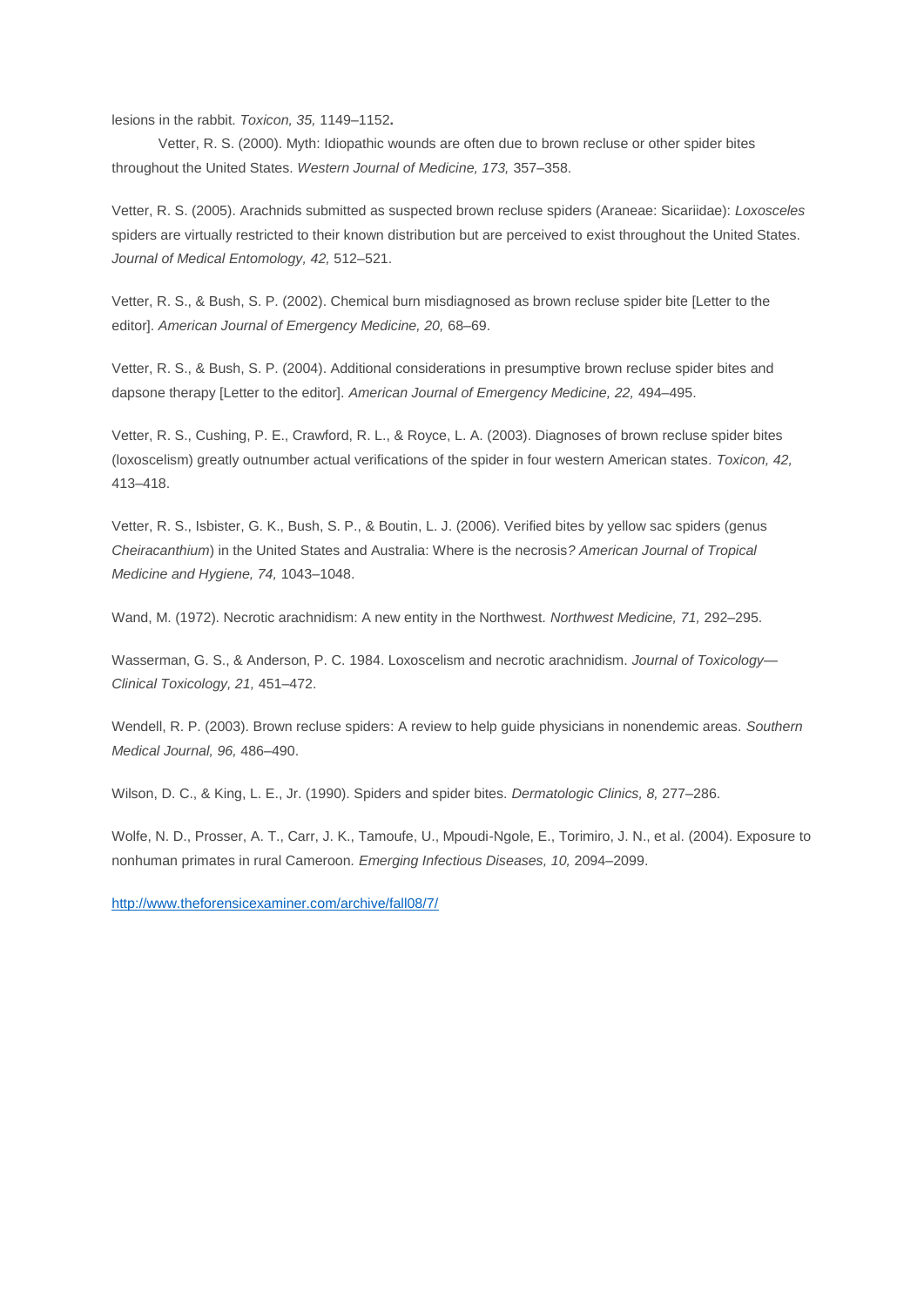lesions in the rabbit. *Toxicon, 35,* 1149–1152**.**

Vetter, R. S. (2000). Myth: Idiopathic wounds are often due to brown recluse or other spider bites throughout the United States. *Western Journal of Medicine, 173,* 357–358.

Vetter, R. S. (2005). Arachnids submitted as suspected brown recluse spiders (Araneae: Sicariidae): *Loxosceles* spiders are virtually restricted to their known distribution but are perceived to exist throughout the United States. *Journal of Medical Entomology, 42,* 512–521.

Vetter, R. S., & Bush, S. P. (2002). Chemical burn misdiagnosed as brown recluse spider bite [Letter to the editor]. *American Journal of Emergency Medicine, 20,* 68–69.

Vetter, R. S., & Bush, S. P. (2004). Additional considerations in presumptive brown recluse spider bites and dapsone therapy [Letter to the editor]. *American Journal of Emergency Medicine, 22,* 494–495.

Vetter, R. S., Cushing, P. E., Crawford, R. L., & Royce, L. A. (2003). Diagnoses of brown recluse spider bites (loxoscelism) greatly outnumber actual verifications of the spider in four western American states. *Toxicon, 42,* 413–418.

Vetter, R. S., Isbister, G. K., Bush, S. P., & Boutin, L. J. (2006). Verified bites by yellow sac spiders (genus *Cheiracanthium*) in the United States and Australia: Where is the necrosis*? American Journal of Tropical Medicine and Hygiene, 74,* 1043–1048.

Wand, M. (1972). Necrotic arachnidism: A new entity in the Northwest*. Northwest Medicine, 71,* 292–295.

Wasserman, G. S., & Anderson, P. C. 1984. Loxoscelism and necrotic arachnidism. *Journal of Toxicology—Clinical Toxicology, 21,* 451–472.

Wendell, R. P. (2003). Brown recluse spiders: A review to help guide physicians in nonendemic areas. *Southern Medical Journal, 96,* 486–490.

Wilson, D. C., & King, L. E., Jr. (1990). Spiders and spider bites. *Dermatologic Clinics, 8,* 277–286.

Wolfe, N. D., Prosser, A. T., Carr, J. K., Tamoufe, U., Mpoudi-Ngole, E., Torimiro, J. N., et al. (2004). Exposure to nonhuman primates in rural Cameroon*. Emerging Infectious Diseases, 10,* 2094–2099.

http://www.theforensicexaminer.com/archive/fall08/7/